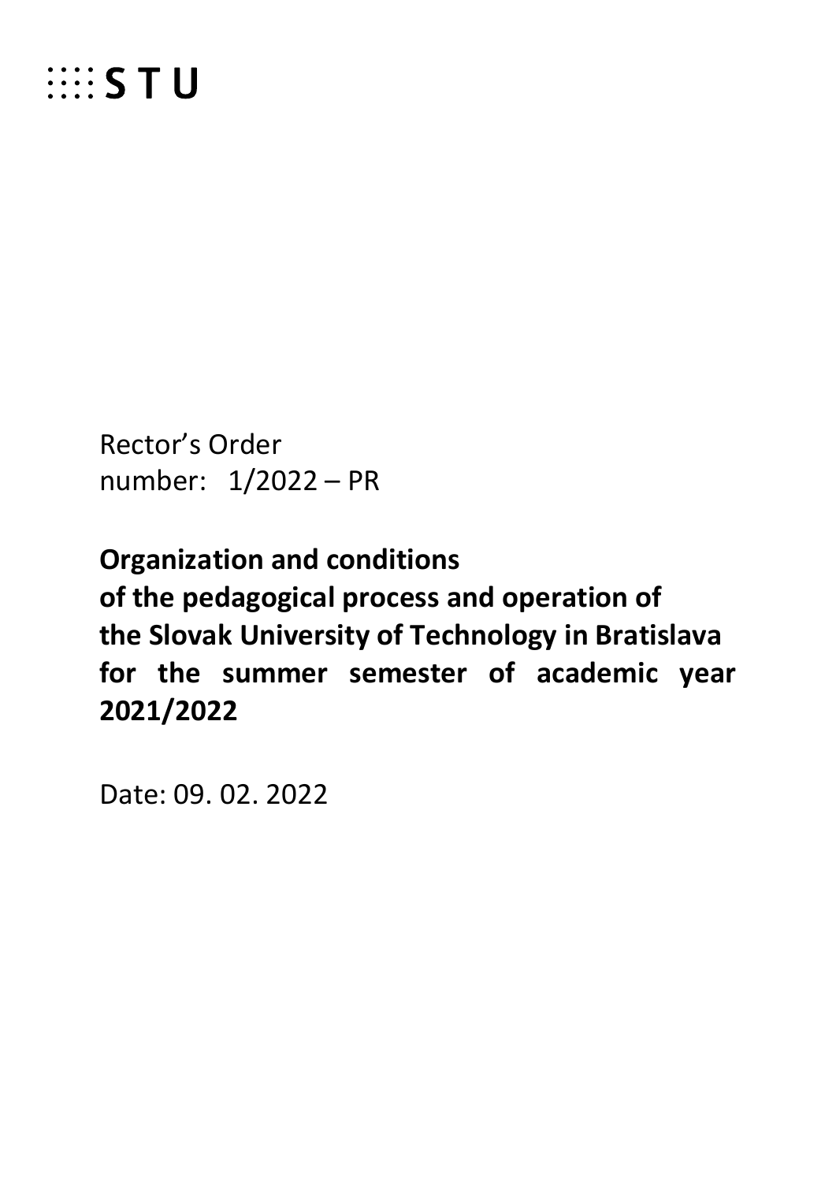STU

Rector's Order
number: 1/2022 – PR

# Organization and conditions of the pedagogical process and operation of the Slovak University of Technology in Bratislava for the summer semester of academic year 2021/2022

Date: 09. 02. 2022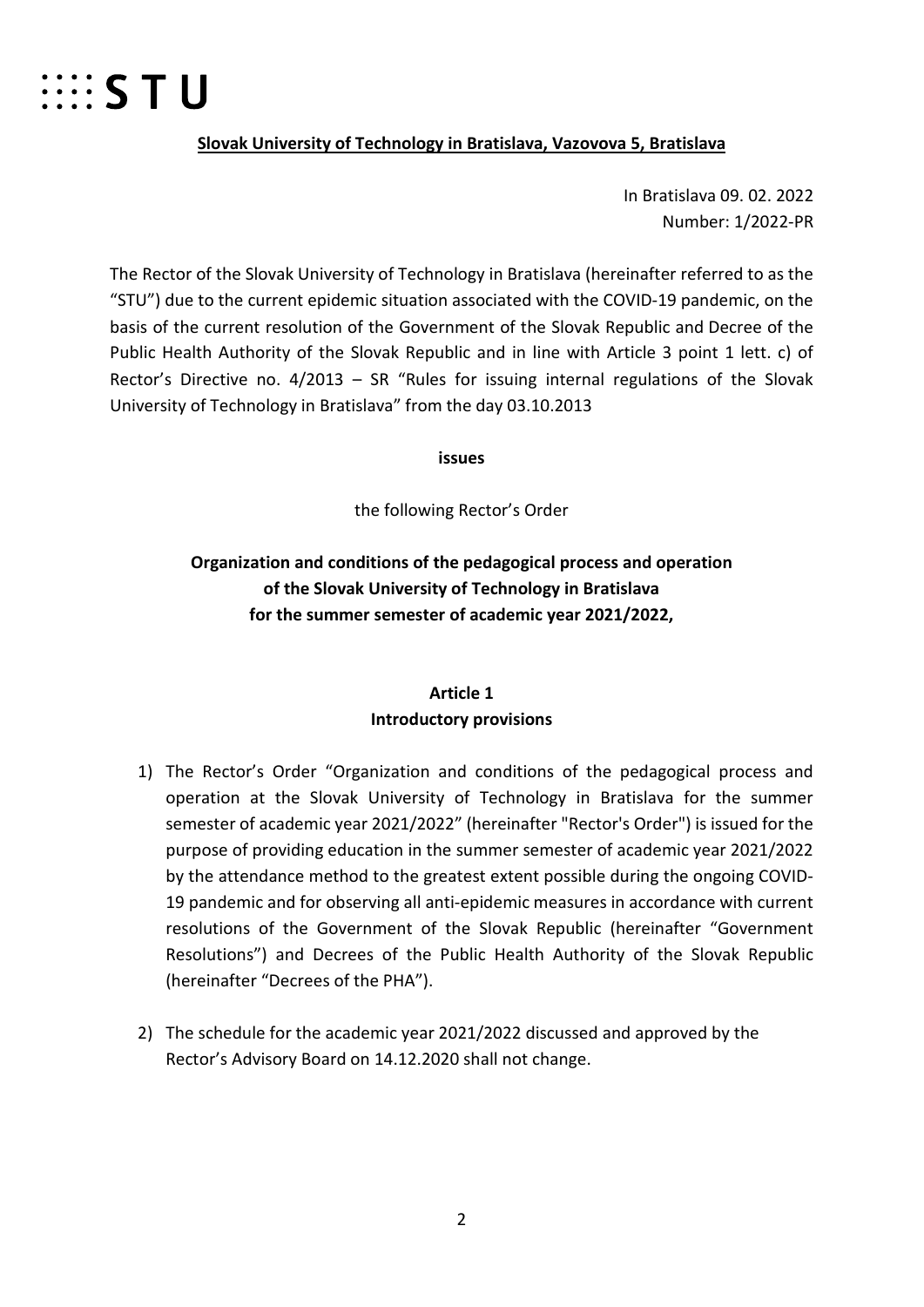**Slovak University of Technology in Bratislava, Vazovova 5, Bratislava**

In Bratislava 09. 02. 2022
Number: 1/2022-PR

The Rector of the Slovak University of Technology in Bratislava (hereinafter referred to as the "STU") due to the current epidemic situation associated with the COVID-19 pandemic, on the basis of the current resolution of the Government of the Slovak Republic and Decree of the Public Health Authority of the Slovak Republic and in line with Article 3 point 1 lett. c) of Rector's Directive no. 4/2013 – SR "Rules for issuing internal regulations of the Slovak University of Technology in Bratislava" from the day 03.10.2013

**issues**

the following Rector's Order

**Organization and conditions of the pedagogical process and operation of the Slovak University of Technology in Bratislava for the summer semester of academic year 2021/2022,**

## Article 1
## Introductory provisions

1) The Rector's Order "Organization and conditions of the pedagogical process and operation at the Slovak University of Technology in Bratislava for the summer semester of academic year 2021/2022" (hereinafter "Rector's Order") is issued for the purpose of providing education in the summer semester of academic year 2021/2022 by the attendance method to the greatest extent possible during the ongoing COVID-19 pandemic and for observing all anti-epidemic measures in accordance with current resolutions of the Government of the Slovak Republic (hereinafter "Government Resolutions") and Decrees of the Public Health Authority of the Slovak Republic (hereinafter "Decrees of the PHA").

2) The schedule for the academic year 2021/2022 discussed and approved by the Rector's Advisory Board on 14.12.2020 shall not change.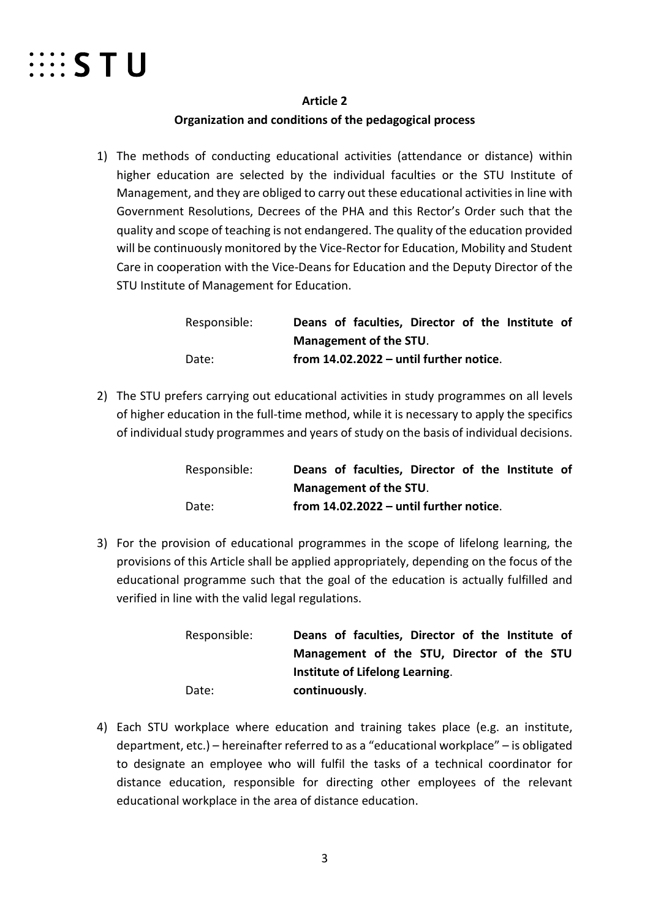**Article 2**

**Organization and conditions of the pedagogical process**

1) The methods of conducting educational activities (attendance or distance) within higher education are selected by the individual faculties or the STU Institute of Management, and they are obliged to carry out these educational activities in line with Government Resolutions, Decrees of the PHA and this Rector's Order such that the quality and scope of teaching is not endangered. The quality of the education provided will be continuously monitored by the Vice-Rector for Education, Mobility and Student Care in cooperation with the Vice-Deans for Education and the Deputy Director of the STU Institute of Management for Education.

   Responsible: **Deans of faculties, Director of the Institute of Management of the STU**.
   Date: **from 14.02.2022 – until further notice**.

2) The STU prefers carrying out educational activities in study programmes on all levels of higher education in the full-time method, while it is necessary to apply the specifics of individual study programmes and years of study on the basis of individual decisions.

   Responsible: **Deans of faculties, Director of the Institute of Management of the STU**.
   Date: **from 14.02.2022 – until further notice**.

3) For the provision of educational programmes in the scope of lifelong learning, the provisions of this Article shall be applied appropriately, depending on the focus of the educational programme such that the goal of the education is actually fulfilled and verified in line with the valid legal regulations.

   Responsible: **Deans of faculties, Director of the Institute of Management of the STU, Director of the STU Institute of Lifelong Learning**.
   Date: **continuously**.

4) Each STU workplace where education and training takes place (e.g. an institute, department, etc.) – hereinafter referred to as a "educational workplace" – is obligated to designate an employee who will fulfil the tasks of a technical coordinator for distance education, responsible for directing other employees of the relevant educational workplace in the area of distance education.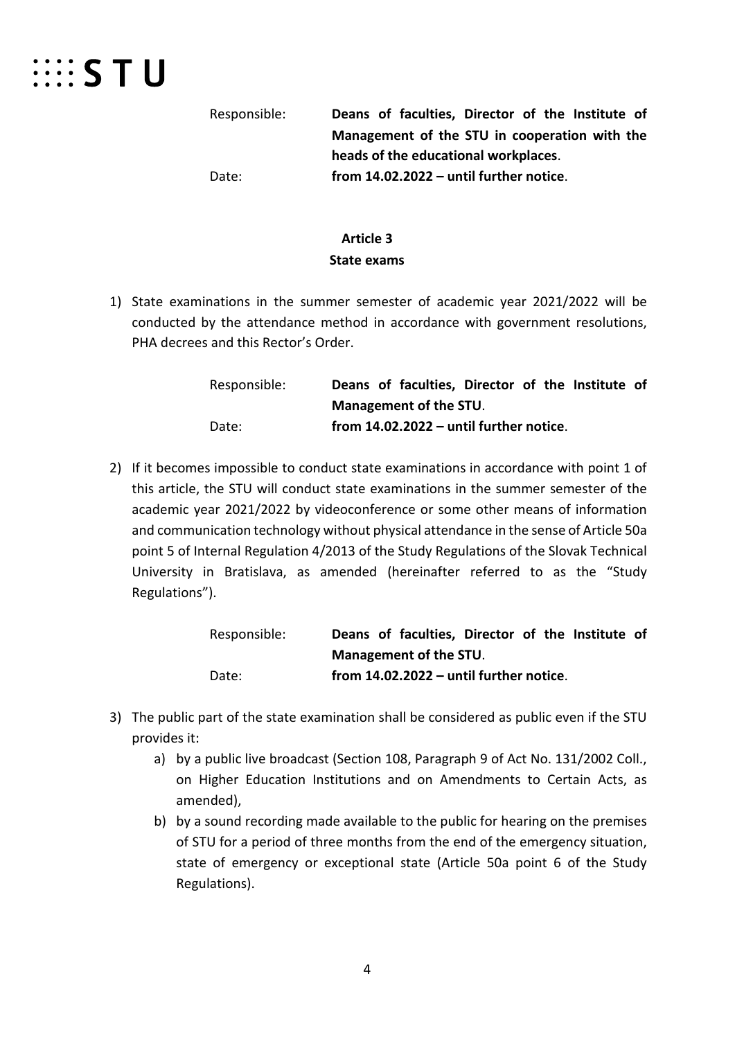Responsible: **Deans of faculties, Director of the Institute of Management of the STU in cooperation with the heads of the educational workplaces**.

Date: **from 14.02.2022 – until further notice**.

## Article 3
## State exams

1) State examinations in the summer semester of academic year 2021/2022 will be conducted by the attendance method in accordance with government resolutions, PHA decrees and this Rector's Order.

   Responsible: **Deans of faculties, Director of the Institute of Management of the STU**.

   Date: **from 14.02.2022 – until further notice**.

2) If it becomes impossible to conduct state examinations in accordance with point 1 of this article, the STU will conduct state examinations in the summer semester of the academic year 2021/2022 by videoconference or some other means of information and communication technology without physical attendance in the sense of Article 50a point 5 of Internal Regulation 4/2013 of the Study Regulations of the Slovak Technical University in Bratislava, as amended (hereinafter referred to as the "Study Regulations").

   Responsible: **Deans of faculties, Director of the Institute of Management of the STU**.

   Date: **from 14.02.2022 – until further notice**.

3) The public part of the state examination shall be considered as public even if the STU provides it:
   a) by a public live broadcast (Section 108, Paragraph 9 of Act No. 131/2002 Coll., on Higher Education Institutions and on Amendments to Certain Acts, as amended),
   b) by a sound recording made available to the public for hearing on the premises of STU for a period of three months from the end of the emergency situation, state of emergency or exceptional state (Article 50a point 6 of the Study Regulations).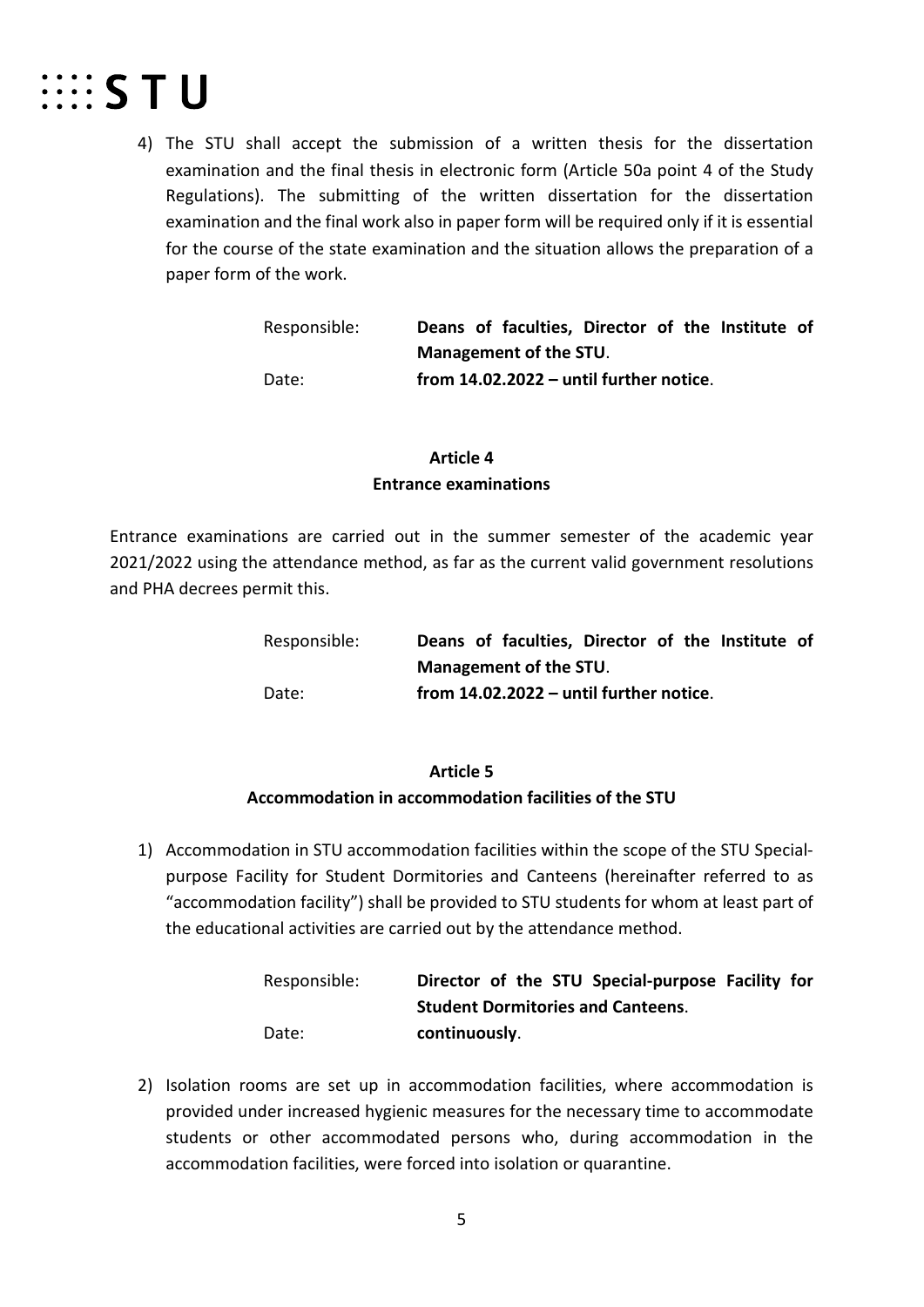4) The STU shall accept the submission of a written thesis for the dissertation examination and the final thesis in electronic form (Article 50a point 4 of the Study Regulations). The submitting of the written dissertation for the dissertation examination and the final work also in paper form will be required only if it is essential for the course of the state examination and the situation allows the preparation of a paper form of the work.

Responsible: **Deans of faculties, Director of the Institute of Management of the STU**.
Date: **from 14.02.2022 – until further notice**.

## Article 4
## Entrance examinations

Entrance examinations are carried out in the summer semester of the academic year 2021/2022 using the attendance method, as far as the current valid government resolutions and PHA decrees permit this.

Responsible: **Deans of faculties, Director of the Institute of Management of the STU**.
Date: **from 14.02.2022 – until further notice**.

## Article 5
## Accommodation in accommodation facilities of the STU

1) Accommodation in STU accommodation facilities within the scope of the STU Special-purpose Facility for Student Dormitories and Canteens (hereinafter referred to as "accommodation facility") shall be provided to STU students for whom at least part of the educational activities are carried out by the attendance method.

Responsible: **Director of the STU Special-purpose Facility for Student Dormitories and Canteens**.
Date: **continuously**.

2) Isolation rooms are set up in accommodation facilities, where accommodation is provided under increased hygienic measures for the necessary time to accommodate students or other accommodated persons who, during accommodation in the accommodation facilities, were forced into isolation or quarantine.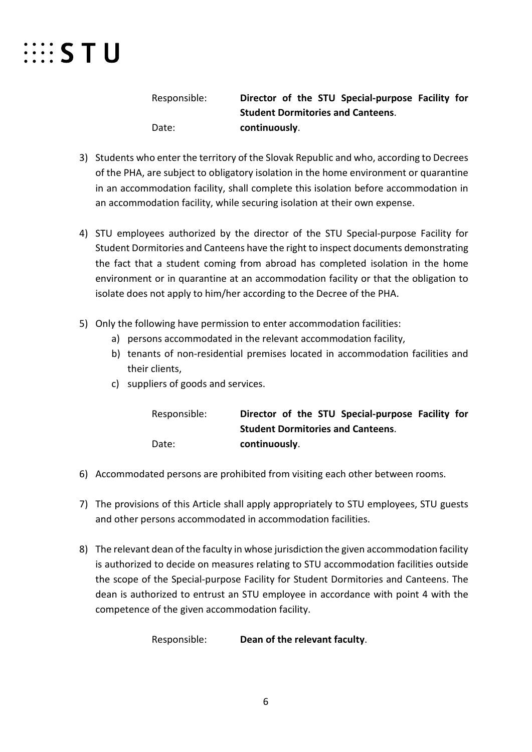Responsible: **Director of the STU Special-purpose Facility for Student Dormitories and Canteens**.
Date: **continuously**.

3) Students who enter the territory of the Slovak Republic and who, according to Decrees of the PHA, are subject to obligatory isolation in the home environment or quarantine in an accommodation facility, shall complete this isolation before accommodation in an accommodation facility, while securing isolation at their own expense.

4) STU employees authorized by the director of the STU Special-purpose Facility for Student Dormitories and Canteens have the right to inspect documents demonstrating the fact that a student coming from abroad has completed isolation in the home environment or in quarantine at an accommodation facility or that the obligation to isolate does not apply to him/her according to the Decree of the PHA.

5) Only the following have permission to enter accommodation facilities:
   a) persons accommodated in the relevant accommodation facility,
   b) tenants of non-residential premises located in accommodation facilities and their clients,
   c) suppliers of goods and services.

Responsible: **Director of the STU Special-purpose Facility for Student Dormitories and Canteens**.
Date: **continuously**.

6) Accommodated persons are prohibited from visiting each other between rooms.

7) The provisions of this Article shall apply appropriately to STU employees, STU guests and other persons accommodated in accommodation facilities.

8) The relevant dean of the faculty in whose jurisdiction the given accommodation facility is authorized to decide on measures relating to STU accommodation facilities outside the scope of the Special-purpose Facility for Student Dormitories and Canteens. The dean is authorized to entrust an STU employee in accordance with point 4 with the competence of the given accommodation facility.

Responsible: **Dean of the relevant faculty**.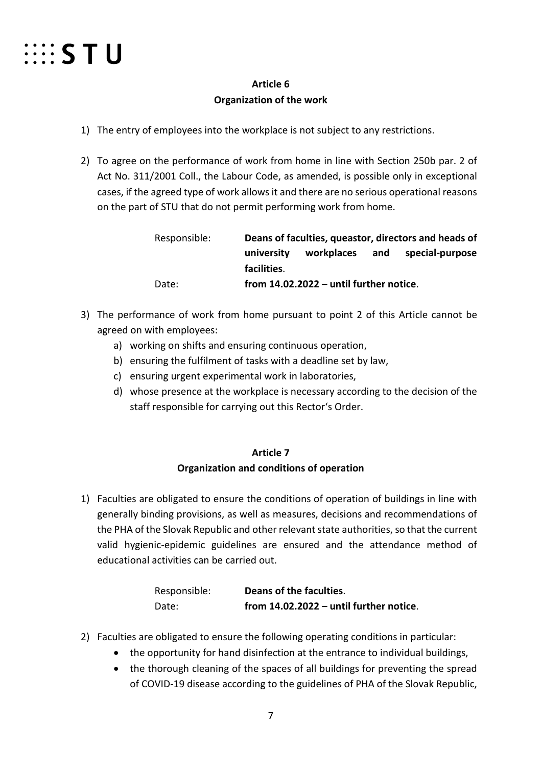## Article 6
## Organization of the work

1) The entry of employees into the workplace is not subject to any restrictions.

2) To agree on the performance of work from home in line with Section 250b par. 2 of Act No. 311/2001 Coll., the Labour Code, as amended, is possible only in exceptional cases, if the agreed type of work allows it and there are no serious operational reasons on the part of STU that do not permit performing work from home.

   Responsible: **Deans of faculties, queastor, directors and heads of university workplaces and special-purpose facilities**.
   Date: **from 14.02.2022 – until further notice**.

3) The performance of work from home pursuant to point 2 of this Article cannot be agreed on with employees:
   a) working on shifts and ensuring continuous operation,
   b) ensuring the fulfilment of tasks with a deadline set by law,
   c) ensuring urgent experimental work in laboratories,
   d) whose presence at the workplace is necessary according to the decision of the staff responsible for carrying out this Rector's Order.

## Article 7
## Organization and conditions of operation

1) Faculties are obligated to ensure the conditions of operation of buildings in line with generally binding provisions, as well as measures, decisions and recommendations of the PHA of the Slovak Republic and other relevant state authorities, so that the current valid hygienic-epidemic guidelines are ensured and the attendance method of educational activities can be carried out.

   Responsible: **Deans of the faculties**.
   Date: **from 14.02.2022 – until further notice**.

2) Faculties are obligated to ensure the following operating conditions in particular:
   - the opportunity for hand disinfection at the entrance to individual buildings,
   - the thorough cleaning of the spaces of all buildings for preventing the spread of COVID-19 disease according to the guidelines of PHA of the Slovak Republic,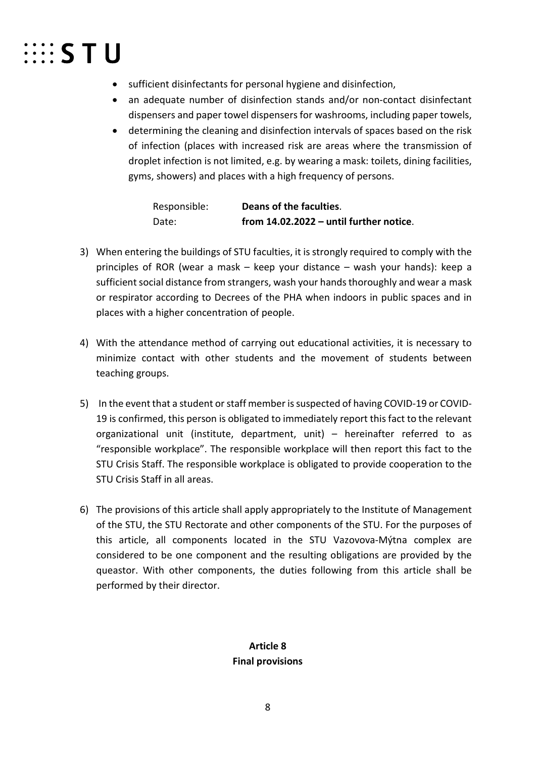- sufficient disinfectants for personal hygiene and disinfection,
- an adequate number of disinfection stands and/or non-contact disinfectant dispensers and paper towel dispensers for washrooms, including paper towels,
- determining the cleaning and disinfection intervals of spaces based on the risk of infection (places with increased risk are areas where the transmission of droplet infection is not limited, e.g. by wearing a mask: toilets, dining facilities, gyms, showers) and places with a high frequency of persons.

Responsible: **Deans of the faculties**.
Date: **from 14.02.2022 – until further notice**.

3) When entering the buildings of STU faculties, it is strongly required to comply with the principles of ROR (wear a mask – keep your distance – wash your hands): keep a sufficient social distance from strangers, wash your hands thoroughly and wear a mask or respirator according to Decrees of the PHA when indoors in public spaces and in places with a higher concentration of people.

4) With the attendance method of carrying out educational activities, it is necessary to minimize contact with other students and the movement of students between teaching groups.

5) In the event that a student or staff member is suspected of having COVID-19 or COVID-19 is confirmed, this person is obligated to immediately report this fact to the relevant organizational unit (institute, department, unit) – hereinafter referred to as "responsible workplace". The responsible workplace will then report this fact to the STU Crisis Staff. The responsible workplace is obligated to provide cooperation to the STU Crisis Staff in all areas.

6) The provisions of this article shall apply appropriately to the Institute of Management of the STU, the STU Rectorate and other components of the STU. For the purposes of this article, all components located in the STU Vazovova-Mýtna complex are considered to be one component and the resulting obligations are provided by the queastor. With other components, the duties following from this article shall be performed by their director.

## Article 8
## Final provisions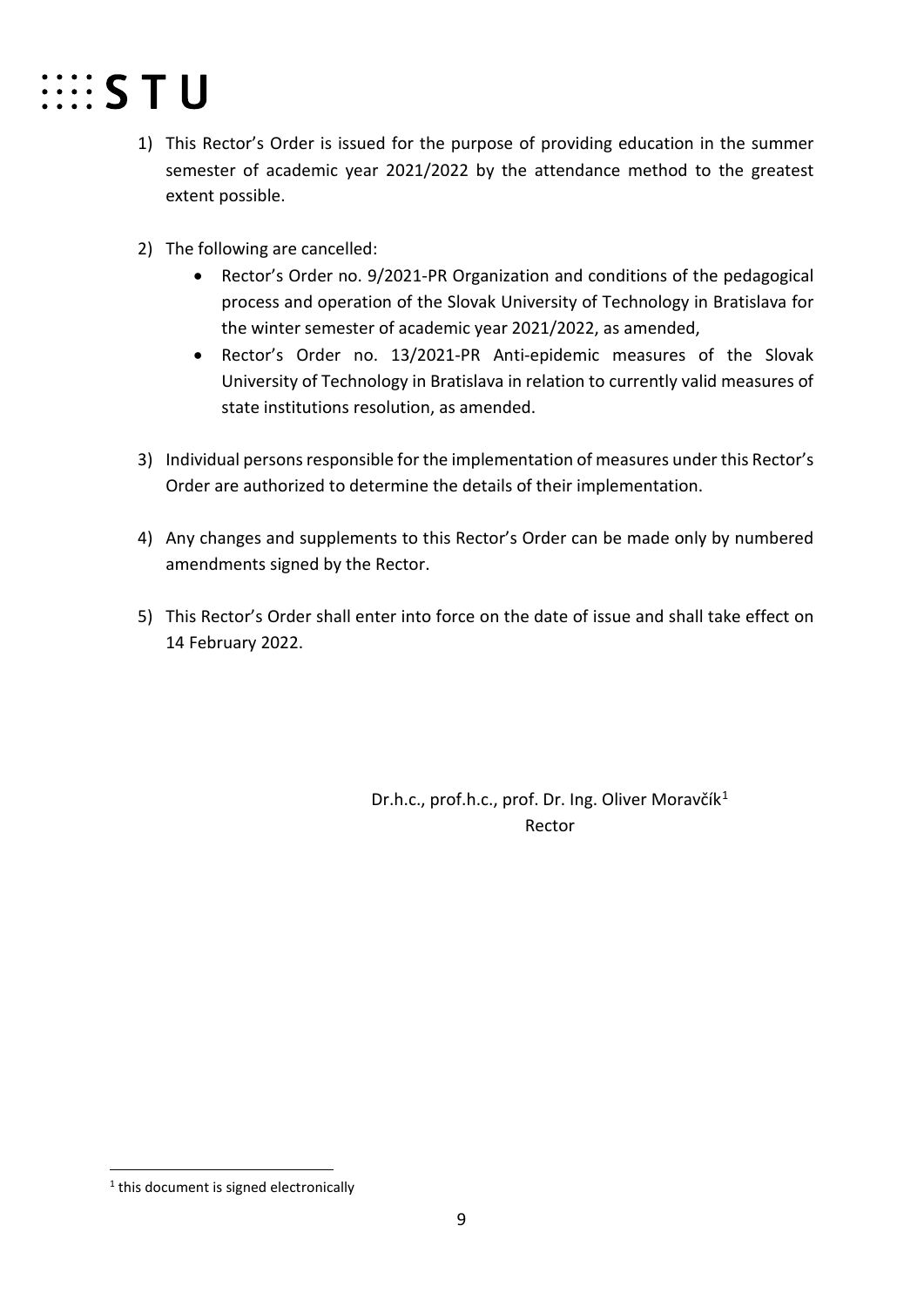1) This Rector's Order is issued for the purpose of providing education in the summer semester of academic year 2021/2022 by the attendance method to the greatest extent possible.

2) The following are cancelled:
   - Rector's Order no. 9/2021-PR Organization and conditions of the pedagogical process and operation of the Slovak University of Technology in Bratislava for the winter semester of academic year 2021/2022, as amended,
   - Rector's Order no. 13/2021-PR Anti-epidemic measures of the Slovak University of Technology in Bratislava in relation to currently valid measures of state institutions resolution, as amended.

3) Individual persons responsible for the implementation of measures under this Rector's Order are authorized to determine the details of their implementation.

4) Any changes and supplements to this Rector's Order can be made only by numbered amendments signed by the Rector.

5) This Rector's Order shall enter into force on the date of issue and shall take effect on 14 February 2022.

Dr.h.c., prof.h.c., prof. Dr. Ing. Oliver Moravčík[1]
Rector

[1] this document is signed electronically